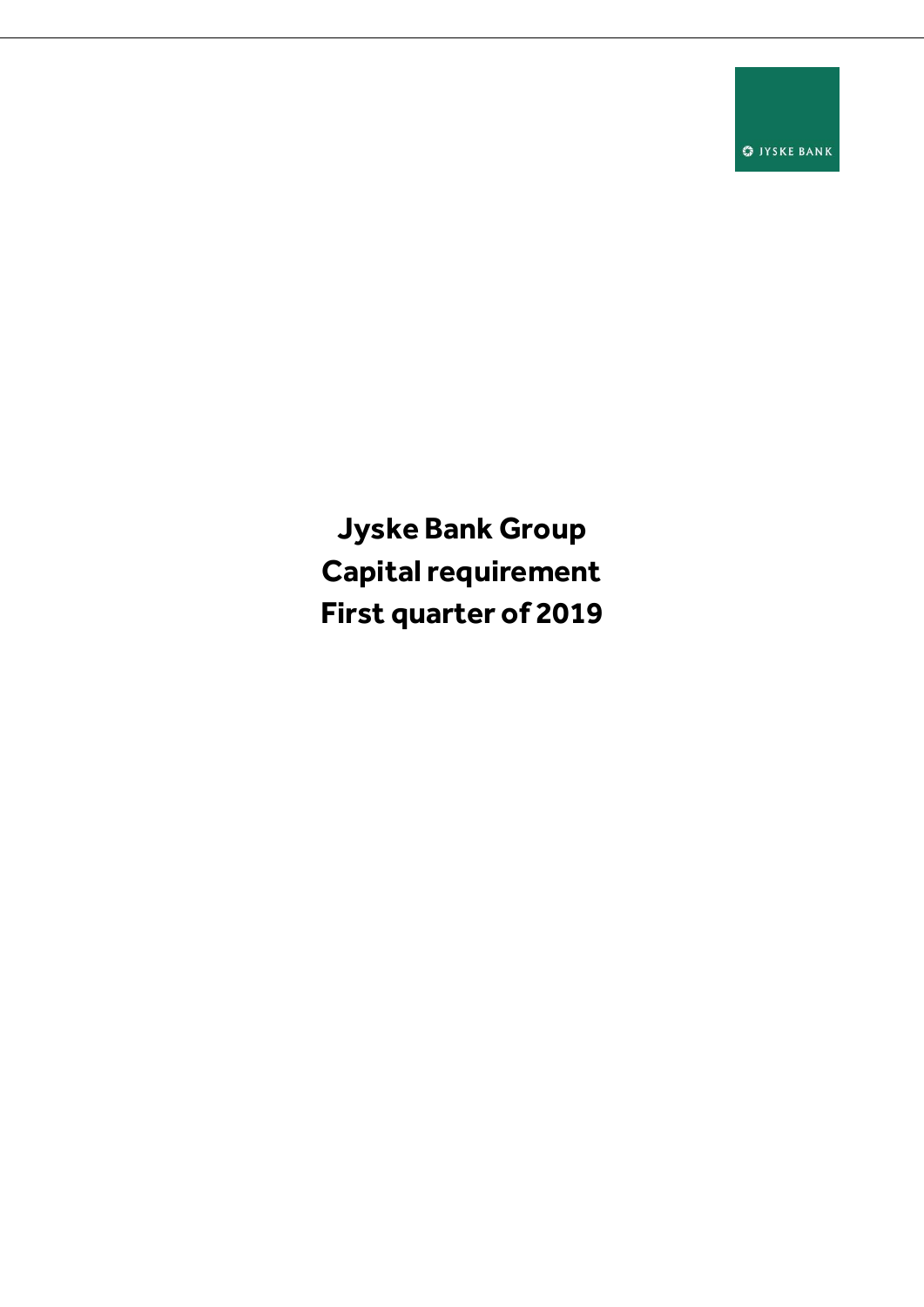JYSKE BANK

# Jyske Bank Group
# Capital requirement
# First quarter of 2019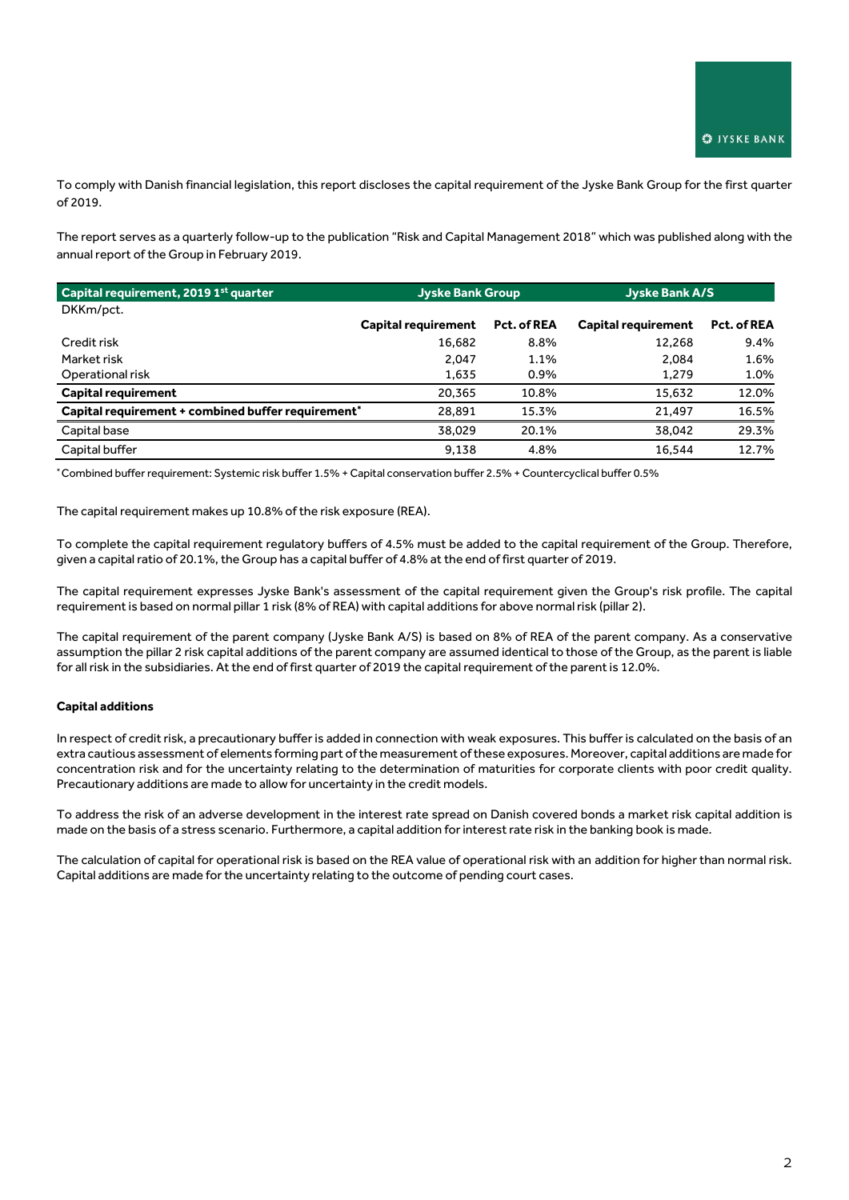To comply with Danish financial legislation, this report discloses the capital requirement of the Jyske Bank Group for the first quarter of 2019.

The report serves as a quarterly follow-up to the publication "Risk and Capital Management 2018" which was published along with the annual report of the Group in February 2019.

| Capital requirement, 2019 1st quarter | Jyske Bank Group | | Jyske Bank A/S | |
|---|---|---|---|---|
| DKKm/pct. | Capital requirement | Pct. of REA | Capital requirement | Pct. of REA |
| Credit risk | 16,682 | 8.8% | 12,268 | 9.4% |
| Market risk | 2,047 | 1.1% | 2,084 | 1.6% |
| Operational risk | 1,635 | 0.9% | 1,279 | 1.0% |
| **Capital requirement** | 20,365 | 10.8% | 15,632 | 12.0% |
| **Capital requirement + combined buffer requirement*** | 28,891 | 15.3% | 21,497 | 16.5% |
| Capital base | 38,029 | 20.1% | 38,042 | 29.3% |
| Capital buffer | 9,138 | 4.8% | 16,544 | 12.7% |

* Combined buffer requirement: Systemic risk buffer 1.5% + Capital conservation buffer 2.5% + Countercyclical buffer 0.5%

The capital requirement makes up 10.8% of the risk exposure (REA).

To complete the capital requirement regulatory buffers of 4.5% must be added to the capital requirement of the Group. Therefore, given a capital ratio of 20.1%, the Group has a capital buffer of 4.8% at the end of first quarter of 2019.

The capital requirement expresses Jyske Bank's assessment of the capital requirement given the Group's risk profile. The capital requirement is based on normal pillar 1 risk (8% of REA) with capital additions for above normal risk (pillar 2).

The capital requirement of the parent company (Jyske Bank A/S) is based on 8% of REA of the parent company. As a conservative assumption the pillar 2 risk capital additions of the parent company are assumed identical to those of the Group, as the parent is liable for all risk in the subsidiaries. At the end of first quarter of 2019 the capital requirement of the parent is 12.0%.

**Capital additions**

In respect of credit risk, a precautionary buffer is added in connection with weak exposures. This buffer is calculated on the basis of an extra cautious assessment of elements forming part of the measurement of these exposures. Moreover, capital additions are made for concentration risk and for the uncertainty relating to the determination of maturities for corporate clients with poor credit quality. Precautionary additions are made to allow for uncertainty in the credit models.

To address the risk of an adverse development in the interest rate spread on Danish covered bonds a market risk capital addition is made on the basis of a stress scenario. Furthermore, a capital addition for interest rate risk in the banking book is made.

The calculation of capital for operational risk is based on the REA value of operational risk with an addition for higher than normal risk. Capital additions are made for the uncertainty relating to the outcome of pending court cases.